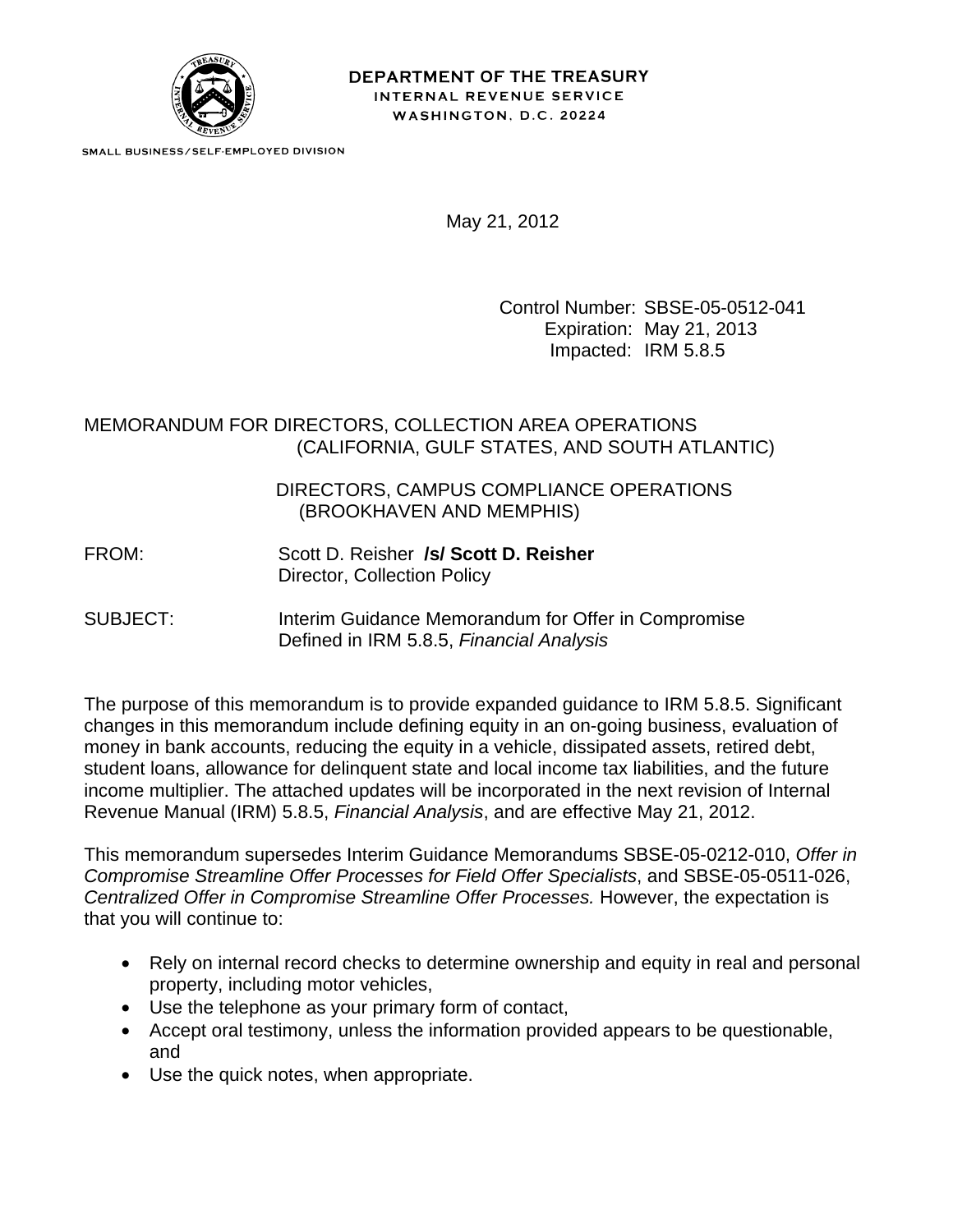**DEPARTMENT OF THE TREASURY**
INTERNAL REVENUE SERVICE
WASHINGTON, D.C. 20224

SMALL BUSINESS/SELF-EMPLOYED DIVISION

May 21, 2012

Control Number: SBSE-05-0512-041
Expiration: May 21, 2013
Impacted: IRM 5.8.5

MEMORANDUM FOR DIRECTORS, COLLECTION AREA OPERATIONS
(CALIFORNIA, GULF STATES, AND SOUTH ATLANTIC)

DIRECTORS, CAMPUS COMPLIANCE OPERATIONS
(BROOKHAVEN AND MEMPHIS)

FROM: Scott D. Reisher **/s/ Scott D. Reisher**
Director, Collection Policy

SUBJECT: Interim Guidance Memorandum for Offer in Compromise Defined in IRM 5.8.5, *Financial Analysis*

The purpose of this memorandum is to provide expanded guidance to IRM 5.8.5. Significant changes in this memorandum include defining equity in an on-going business, evaluation of money in bank accounts, reducing the equity in a vehicle, dissipated assets, retired debt, student loans, allowance for delinquent state and local income tax liabilities, and the future income multiplier. The attached updates will be incorporated in the next revision of Internal Revenue Manual (IRM) 5.8.5, *Financial Analysis*, and are effective May 21, 2012.

This memorandum supersedes Interim Guidance Memorandums SBSE-05-0212-010, *Offer in Compromise Streamline Offer Processes for Field Offer Specialists*, and SBSE-05-0511-026, *Centralized Offer in Compromise Streamline Offer Processes.* However, the expectation is that you will continue to:

- Rely on internal record checks to determine ownership and equity in real and personal property, including motor vehicles,
- Use the telephone as your primary form of contact,
- Accept oral testimony, unless the information provided appears to be questionable, and
- Use the quick notes, when appropriate.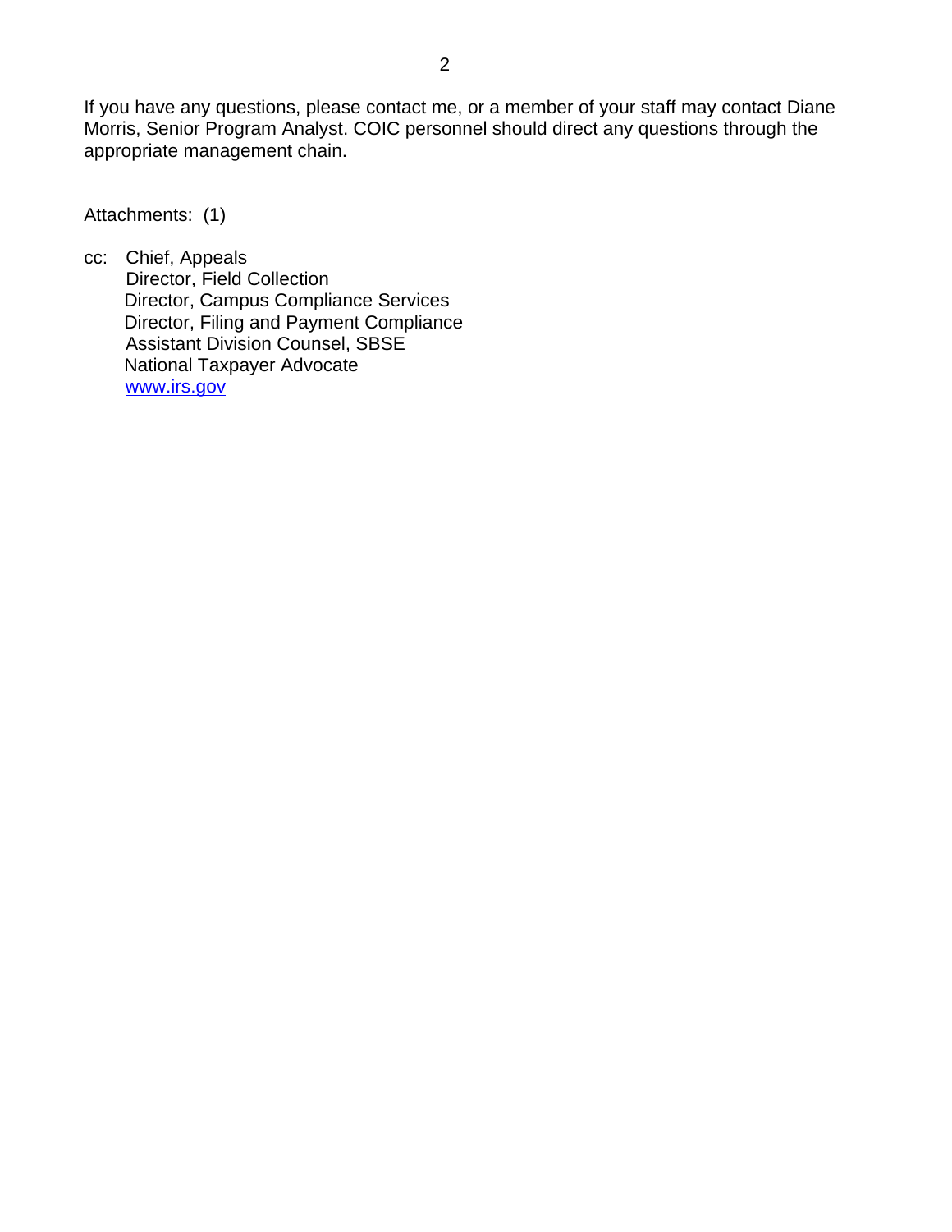If you have any questions, please contact me, or a member of your staff may contact Diane Morris, Senior Program Analyst. COIC personnel should direct any questions through the appropriate management chain.

Attachments: (1)

cc: Chief, Appeals  
Director, Field Collection  
Director, Campus Compliance Services  
Director, Filing and Payment Compliance  
Assistant Division Counsel, SBSE  
National Taxpayer Advocate  
www.irs.gov